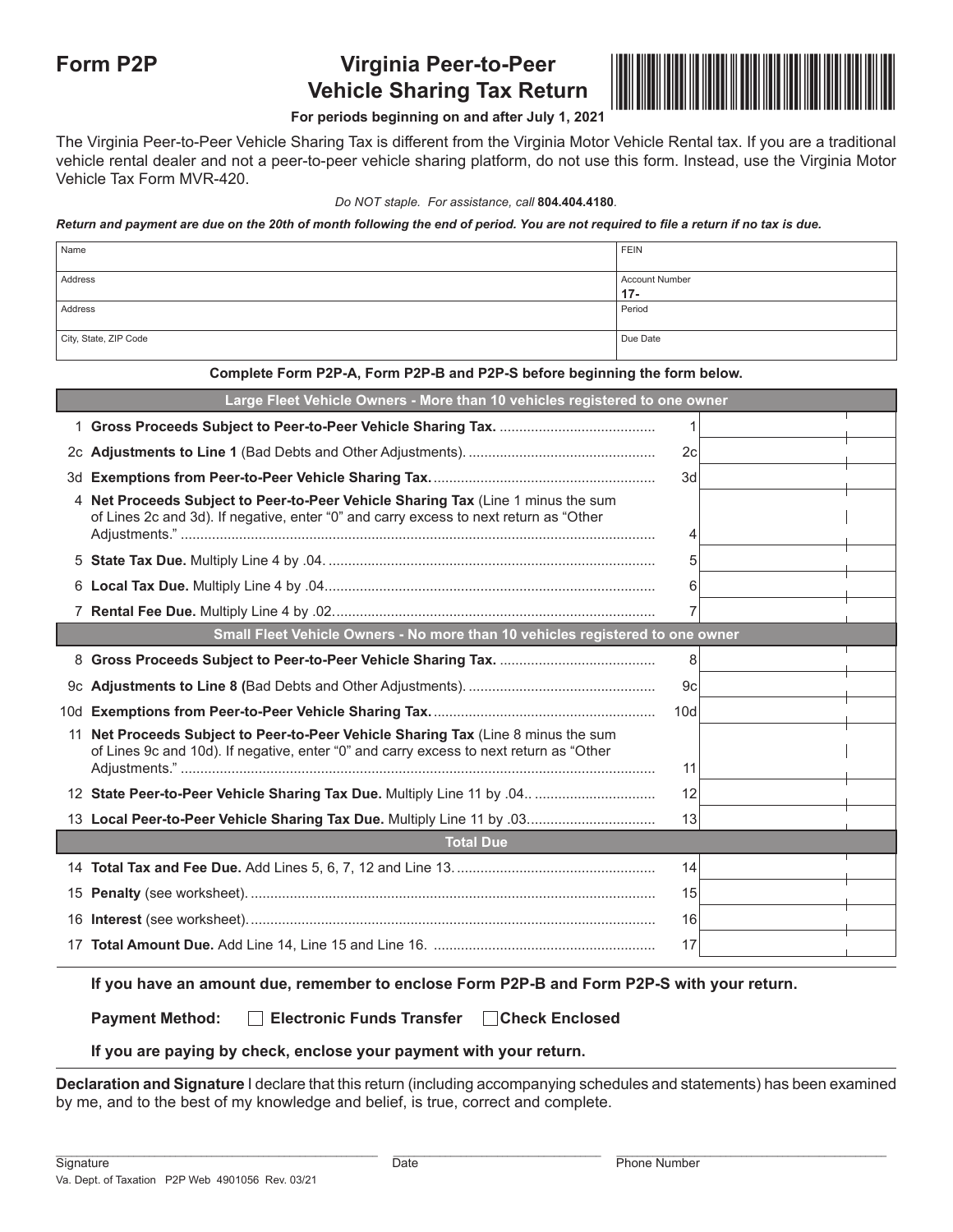**Form P2P**

# Virginia Peer-to-Peer Vehicle Sharing Tax Return

**For periods beginning on and after July 1, 2021**

The Virginia Peer-to-Peer Vehicle Sharing Tax is different from the Virginia Motor Vehicle Rental tax. If you are a traditional vehicle rental dealer and not a peer-to-peer vehicle sharing platform, do not use this form. Instead, use the Virginia Motor Vehicle Tax Form MVR-420.

*Do NOT staple. For assistance, call* **804.404.4180**.

***Return and payment are due on the 20th of month following the end of period. You are not required to file a return if no tax is due.***

| Name | FEIN |
|---|---|
| Address | Account Number 17- |
| Address | Period |
| City, State, ZIP Code | Due Date |

**Complete Form P2P-A, Form P2P-B and P2P-S before beginning the form below.**

| | **Large Fleet Vehicle Owners - More than 10 vehicles registered to one owner** | | |
|---|---|---|---|
| 1 | **Gross Proceeds Subject to Peer-to-Peer Vehicle Sharing Tax.** | 1 | |
| 2c | **Adjustments to Line 1** (Bad Debts and Other Adjustments). | 2c | |
| 3d | **Exemptions from Peer-to-Peer Vehicle Sharing Tax.** | 3d | |
| 4 | **Net Proceeds Subject to Peer-to-Peer Vehicle Sharing Tax** (Line 1 minus the sum of Lines 2c and 3d). If negative, enter "0" and carry excess to next return as "Other Adjustments." | 4 | |
| 5 | **State Tax Due.** Multiply Line 4 by .04. | 5 | |
| 6 | **Local Tax Due.** Multiply Line 4 by .04. | 6 | |
| 7 | **Rental Fee Due.** Multiply Line 4 by .02. | 7 | |
| | **Small Fleet Vehicle Owners - No more than 10 vehicles registered to one owner** | | |
| 8 | **Gross Proceeds Subject to Peer-to-Peer Vehicle Sharing Tax.** | 8 | |
| 9c | **Adjustments to Line 8 (**Bad Debts and Other Adjustments). | 9c | |
| 10d | **Exemptions from Peer-to-Peer Vehicle Sharing Tax.** | 10d | |
| 11 | **Net Proceeds Subject to Peer-to-Peer Vehicle Sharing Tax** (Line 8 minus the sum of Lines 9c and 10d). If negative, enter "0" and carry excess to next return as "Other Adjustments." | 11 | |
| 12 | **State Peer-to-Peer Vehicle Sharing Tax Due.** Multiply Line 11 by .04.. | 12 | |
| 13 | **Local Peer-to-Peer Vehicle Sharing Tax Due.** Multiply Line 11 by .03. | 13 | |
| | **Total Due** | | |
| 14 | **Total Tax and Fee Due.** Add Lines 5, 6, 7, 12 and Line 13. | 14 | |
| 15 | **Penalty** (see worksheet). | 15 | |
| 16 | **Interest** (see worksheet). | 16 | |
| 17 | **Total Amount Due.** Add Line 14, Line 15 and Line 16. | 17 | |

**If you have an amount due, remember to enclose Form P2P-B and Form P2P-S with your return.**

**Payment Method:** ☐ **Electronic Funds Transfer** ☐ **Check Enclosed**

**If you are paying by check, enclose your payment with your return.**

**Declaration and Signature** I declare that this return (including accompanying schedules and statements) has been examined by me, and to the best of my knowledge and belief, is true, correct and complete.

Signature \_\_\_\_\_\_\_\_\_\_ Date \_\_\_\_\_\_\_\_\_\_ Phone Number \_\_\_\_\_\_\_\_\_\_

Va. Dept. of Taxation P2P Web 4901056 Rev. 03/21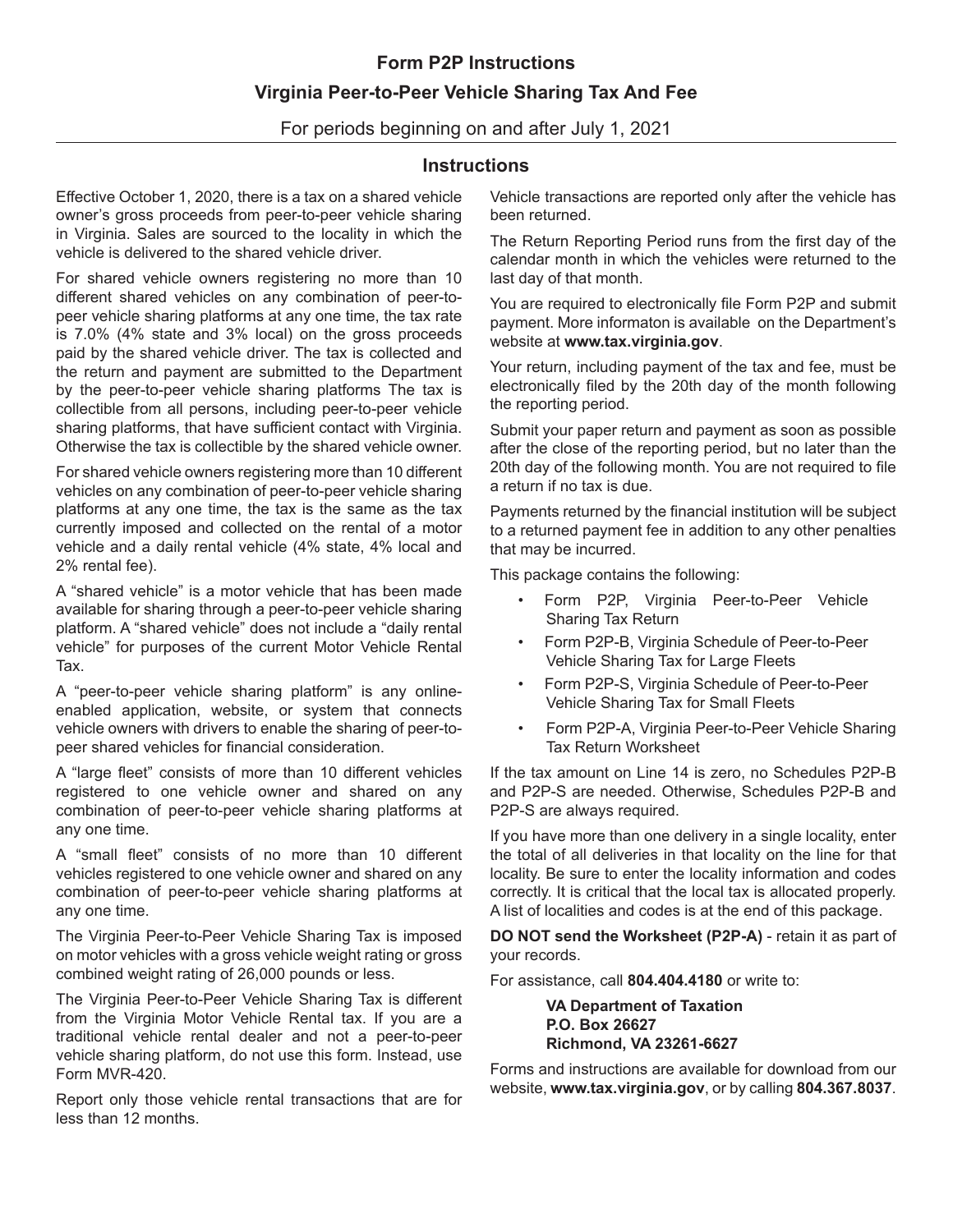# Form P2P Instructions

## Virginia Peer-to-Peer Vehicle Sharing Tax And Fee

For periods beginning on and after July 1, 2021

### Instructions

Effective October 1, 2020, there is a tax on a shared vehicle owner's gross proceeds from peer-to-peer vehicle sharing in Virginia. Sales are sourced to the locality in which the vehicle is delivered to the shared vehicle driver.

For shared vehicle owners registering no more than 10 different shared vehicles on any combination of peer-to-peer vehicle sharing platforms at any one time, the tax rate is 7.0% (4% state and 3% local) on the gross proceeds paid by the shared vehicle driver. The tax is collected and the return and payment are submitted to the Department by the peer-to-peer vehicle sharing platforms The tax is collectible from all persons, including peer-to-peer vehicle sharing platforms, that have sufficient contact with Virginia. Otherwise the tax is collectible by the shared vehicle owner.

For shared vehicle owners registering more than 10 different vehicles on any combination of peer-to-peer vehicle sharing platforms at any one time, the tax is the same as the tax currently imposed and collected on the rental of a motor vehicle and a daily rental vehicle (4% state, 4% local and 2% rental fee).

A "shared vehicle" is a motor vehicle that has been made available for sharing through a peer-to-peer vehicle sharing platform. A "shared vehicle" does not include a "daily rental vehicle" for purposes of the current Motor Vehicle Rental Tax.

A "peer-to-peer vehicle sharing platform" is any online-enabled application, website, or system that connects vehicle owners with drivers to enable the sharing of peer-to-peer shared vehicles for financial consideration.

A "large fleet" consists of more than 10 different vehicles registered to one vehicle owner and shared on any combination of peer-to-peer vehicle sharing platforms at any one time.

A "small fleet" consists of no more than 10 different vehicles registered to one vehicle owner and shared on any combination of peer-to-peer vehicle sharing platforms at any one time.

The Virginia Peer-to-Peer Vehicle Sharing Tax is imposed on motor vehicles with a gross vehicle weight rating or gross combined weight rating of 26,000 pounds or less.

The Virginia Peer-to-Peer Vehicle Sharing Tax is different from the Virginia Motor Vehicle Rental tax. If you are a traditional vehicle rental dealer and not a peer-to-peer vehicle sharing platform, do not use this form. Instead, use Form MVR-420.

Report only those vehicle rental transactions that are for less than 12 months.

Vehicle transactions are reported only after the vehicle has been returned.

The Return Reporting Period runs from the first day of the calendar month in which the vehicles were returned to the last day of that month.

You are required to electronically file Form P2P and submit payment. More informaton is available on the Department's website at **www.tax.virginia.gov**.

Your return, including payment of the tax and fee, must be electronically filed by the 20th day of the month following the reporting period.

Submit your paper return and payment as soon as possible after the close of the reporting period, but no later than the 20th day of the following month. You are not required to file a return if no tax is due.

Payments returned by the financial institution will be subject to a returned payment fee in addition to any other penalties that may be incurred.

This package contains the following:

- Form P2P, Virginia Peer-to-Peer Vehicle Sharing Tax Return
- Form P2P-B, Virginia Schedule of Peer-to-Peer Vehicle Sharing Tax for Large Fleets
- Form P2P-S, Virginia Schedule of Peer-to-Peer Vehicle Sharing Tax for Small Fleets
- Form P2P-A, Virginia Peer-to-Peer Vehicle Sharing Tax Return Worksheet

If the tax amount on Line 14 is zero, no Schedules P2P-B and P2P-S are needed. Otherwise, Schedules P2P-B and P2P-S are always required.

If you have more than one delivery in a single locality, enter the total of all deliveries in that locality on the line for that locality. Be sure to enter the locality information and codes correctly. It is critical that the local tax is allocated properly. A list of localities and codes is at the end of this package.

**DO NOT send the Worksheet (P2P-A)** - retain it as part of your records.

For assistance, call **804.404.4180** or write to:

**VA Department of Taxation**
**P.O. Box 26627**
**Richmond, VA 23261-6627**

Forms and instructions are available for download from our website, **www.tax.virginia.gov**, or by calling **804.367.8037**.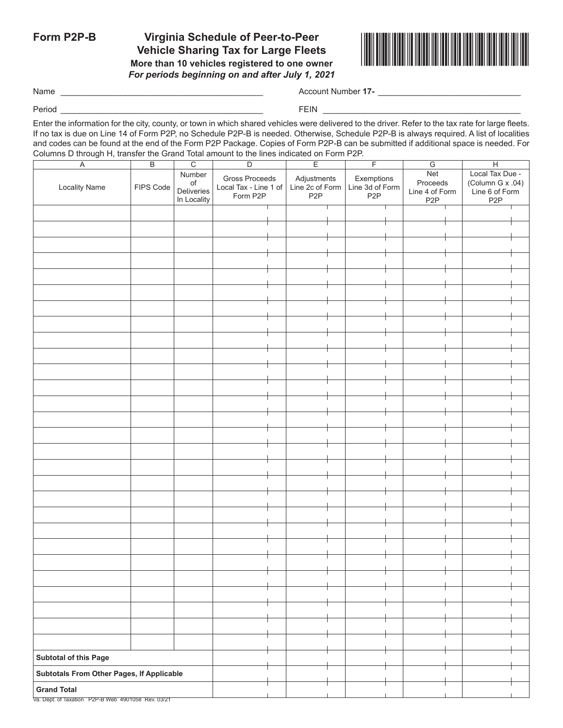**Form P2P-B**

# Virginia Schedule of Peer-to-Peer Vehicle Sharing Tax for Large Fleets

**More than 10 vehicles registered to one owner**

***For periods beginning on and after July 1, 2021***

Name ____________________________________________ Account Number **17-** ______________________________

Period ____________________________________________ FEIN ________________________________________

Enter the information for the city, county, or town in which shared vehicles were delivered to the driver. Refer to the tax rate for large fleets. If no tax is due on Line 14 of Form P2P, no Schedule P2P-B is needed. Otherwise, Schedule P2P-B is always required. A list of localities and codes can be found at the end of the Form P2P Package. Copies of Form P2P-B can be submitted if additional space is needed. For Columns D through H, transfer the Grand Total amount to the lines indicated on Form P2P.

| A | B | C | D | E | F | G | H |
|---|---|---|---|---|---|---|---|
| Locality Name | FIPS Code | Number of Deliveries In Locality | Gross Proceeds Local Tax - Line 1 of Form P2P | Adjustments Line 2c of Form P2P | Exemptions Line 3d of Form P2P | Net Proceeds Line 4 of Form P2P | Local Tax Due - (Column G x .04) Line 6 of Form P2P |
| | | | | | | | |
| | | | | | | | |
| | | | | | | | |
| | | | | | | | |
| | | | | | | | |
| | | | | | | | |
| | | | | | | | |
| | | | | | | | |
| | | | | | | | |
| | | | | | | | |
| | | | | | | | |
| | | | | | | | |
| | | | | | | | |
| | | | | | | | |
| | | | | | | | |
| | | | | | | | |
| | | | | | | | |
| | | | | | | | |
| | | | | | | | |
| | | | | | | | |
| | | | | | | | |
| | | | | | | | |
| | | | | | | | |
| | | | | | | | |
| | | | | | | | |
| | | | | | | | |
| | | | | | | | |
| | | | | | | | |
| **Subtotal of this Page** | | | | | | | |
| **Subtotals From Other Pages, If Applicable** | | | | | | | |
| **Grand Total** | | | | | | | |

Va. Dept. of Taxation P2P-B Web 4901058 Rev. 03/21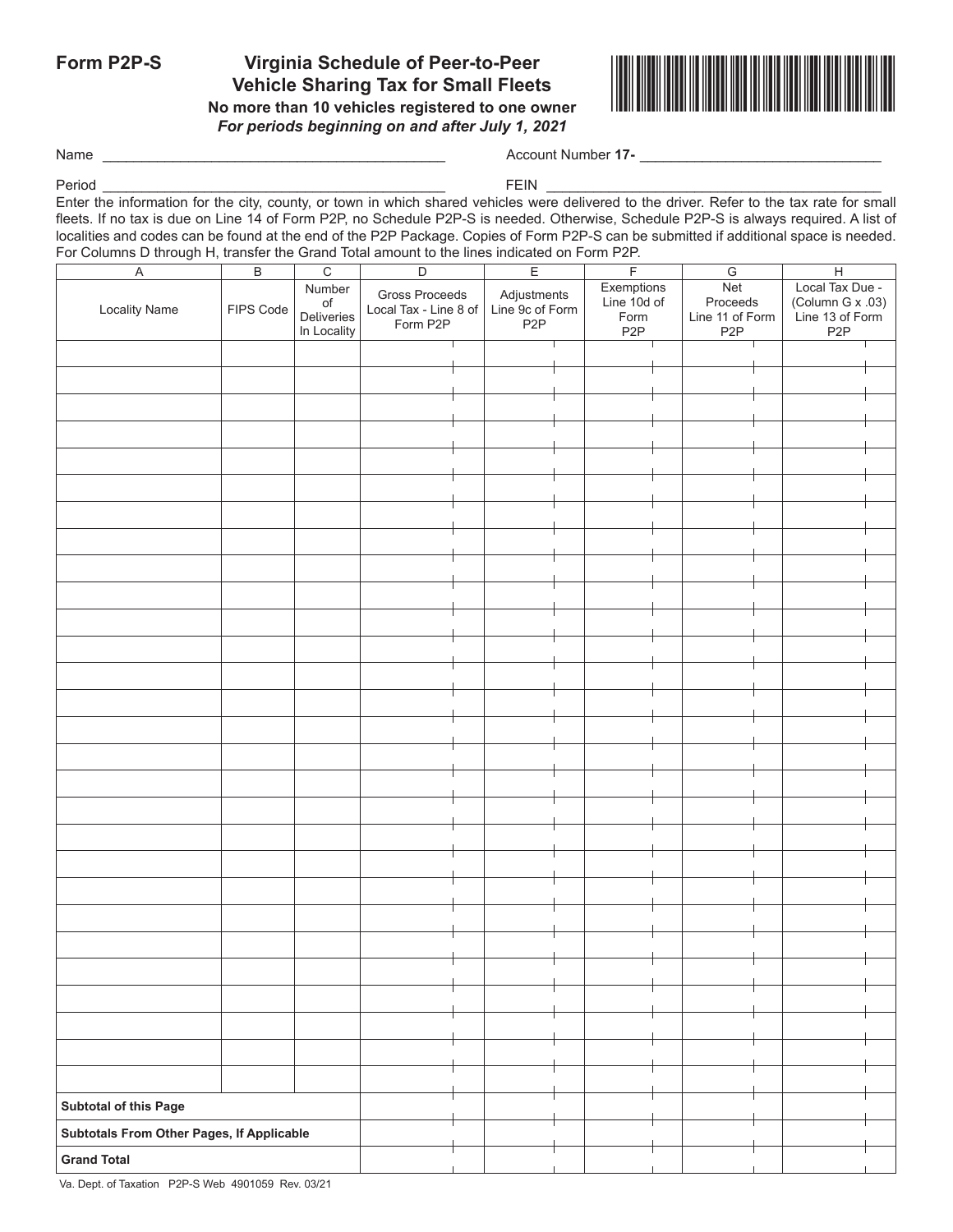# Form P2P-S

## Virginia Schedule of Peer-to-Peer Vehicle Sharing Tax for Small Fleets

**No more than 10 vehicles registered to one owner**

***For periods beginning on and after July 1, 2021***

Name ____________________________________________ Account Number **17-** ______________________________

Period ____________________________________________ FEIN ______________________________________________

Enter the information for the city, county, or town in which shared vehicles were delivered to the driver. Refer to the tax rate for small fleets. If no tax is due on Line 14 of Form P2P, no Schedule P2P-S is needed. Otherwise, Schedule P2P-S is always required. A list of localities and codes can be found at the end of the P2P Package. Copies of Form P2P-S can be submitted if additional space is needed. For Columns D through H, transfer the Grand Total amount to the lines indicated on Form P2P.

| A | B | C | D | E | F | G | H |
|---|---|---|---|---|---|---|---|
| Locality Name | FIPS Code | Number of Deliveries In Locality | Gross Proceeds Local Tax - Line 8 of Form P2P | Adjustments Line 9c of Form P2P | Exemptions Line 10d of Form P2P | Net Proceeds Line 11 of Form P2P | Local Tax Due - (Column G x .03) Line 13 of Form P2P |
| | | | | | | | |
| | | | | | | | |
| | | | | | | | |
| | | | | | | | |
| | | | | | | | |
| | | | | | | | |
| | | | | | | | |
| | | | | | | | |
| | | | | | | | |
| | | | | | | | |
| | | | | | | | |
| | | | | | | | |
| | | | | | | | |
| | | | | | | | |
| | | | | | | | |
| | | | | | | | |
| | | | | | | | |
| | | | | | | | |
| | | | | | | | |
| | | | | | | | |
| | | | | | | | |
| | | | | | | | |
| | | | | | | | |
| | | | | | | | |
| | | | | | | | |
| | | | | | | | |
| | | | | | | | |
| | | | | | | | |
| **Subtotal of this Page** | | | | | | | |
| **Subtotals From Other Pages, If Applicable** | | | | | | | |
| **Grand Total** | | | | | | | |

Va. Dept. of Taxation P2P-S Web 4901059 Rev. 03/21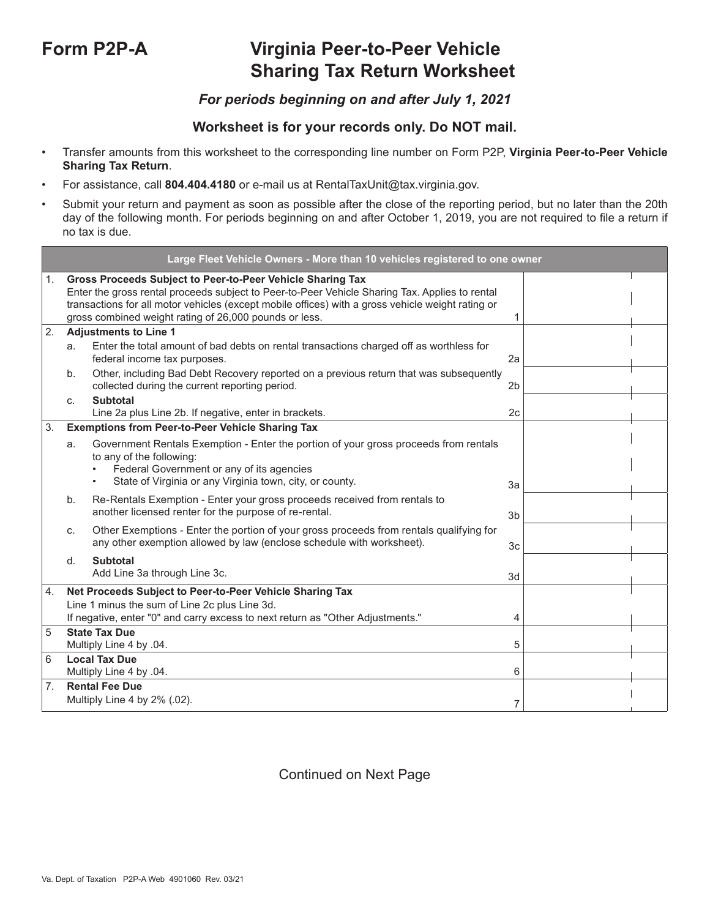# Form P2P-A — Virginia Peer-to-Peer Vehicle Sharing Tax Return Worksheet

***For periods beginning on and after July 1, 2021***

**Worksheet is for your records only. Do NOT mail.**

- Transfer amounts from this worksheet to the corresponding line number on Form P2P, **Virginia Peer-to-Peer Vehicle Sharing Tax Return**.
- For assistance, call **804.404.4180** or e-mail us at RentalTaxUnit@tax.virginia.gov.
- Submit your return and payment as soon as possible after the close of the reporting period, but no later than the 20th day of the following month. For periods beginning on and after October 1, 2019, you are not required to file a return if no tax is due.

| Large Fleet Vehicle Owners - More than 10 vehicles registered to one owner | | |
|---|---|---|
| 1. **Gross Proceeds Subject to Peer-to-Peer Vehicle Sharing Tax** Enter the gross rental proceeds subject to Peer-to-Peer Vehicle Sharing Tax. Applies to rental transactions for all motor vehicles (except mobile offices) with a gross vehicle weight rating or gross combined weight rating of 26,000 pounds or less. | 1 | |
| 2. **Adjustments to Line 1** | | |
| a. Enter the total amount of bad debts on rental transactions charged off as worthless for federal income tax purposes. | 2a | |
| b. Other, including Bad Debt Recovery reported on a previous return that was subsequently collected during the current reporting period. | 2b | |
| c. **Subtotal** Line 2a plus Line 2b. If negative, enter in brackets. | 2c | |
| 3. **Exemptions from Peer-to-Peer Vehicle Sharing Tax** | | |
| a. Government Rentals Exemption - Enter the portion of your gross proceeds from rentals to any of the following: • Federal Government or any of its agencies • State of Virginia or any Virginia town, city, or county. | 3a | |
| b. Re-Rentals Exemption - Enter your gross proceeds received from rentals to another licensed renter for the purpose of re-rental. | 3b | |
| c. Other Exemptions - Enter the portion of your gross proceeds from rentals qualifying for any other exemption allowed by law (enclose schedule with worksheet). | 3c | |
| d. **Subtotal** Add Line 3a through Line 3c. | 3d | |
| 4. **Net Proceeds Subject to Peer-to-Peer Vehicle Sharing Tax** Line 1 minus the sum of Line 2c plus Line 3d. If negative, enter "0" and carry excess to next return as "Other Adjustments." | 4 | |
| 5 **State Tax Due** Multiply Line 4 by .04. | 5 | |
| 6 **Local Tax Due** Multiply Line 4 by .04. | 6 | |
| 7. **Rental Fee Due** Multiply Line 4 by 2% (.02). | 7 | |

Continued on Next Page

Va. Dept. of Taxation P2P-A Web 4901060 Rev. 03/21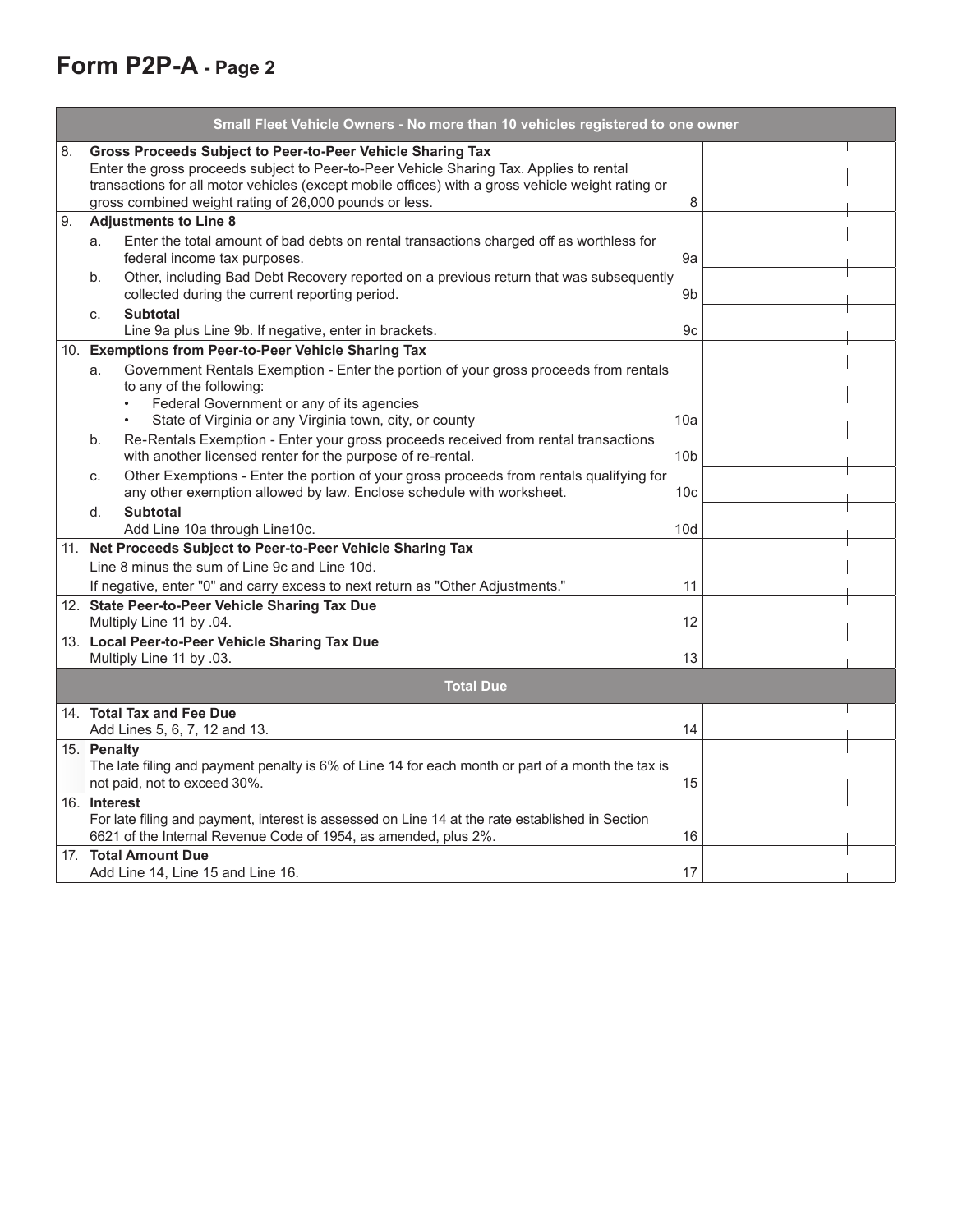# Form P2P-A - Page 2

| Small Fleet Vehicle Owners - No more than 10 vehicles registered to one owner | | |
|---|---|---|
| 8. **Gross Proceeds Subject to Peer-to-Peer Vehicle Sharing Tax** Enter the gross proceeds subject to Peer-to-Peer Vehicle Sharing Tax. Applies to rental transactions for all motor vehicles (except mobile offices) with a gross vehicle weight rating or gross combined weight rating of 26,000 pounds or less. | 8 | |
| 9. **Adjustments to Line 8** | | |
| a. Enter the total amount of bad debts on rental transactions charged off as worthless for federal income tax purposes. | 9a | |
| b. Other, including Bad Debt Recovery reported on a previous return that was subsequently collected during the current reporting period. | 9b | |
| c. **Subtotal** Line 9a plus Line 9b. If negative, enter in brackets. | 9c | |
| 10. **Exemptions from Peer-to-Peer Vehicle Sharing Tax** | | |
| a. Government Rentals Exemption - Enter the portion of your gross proceeds from rentals to any of the following: • Federal Government or any of its agencies • State of Virginia or any Virginia town, city, or county | 10a | |
| b. Re-Rentals Exemption - Enter your gross proceeds received from rental transactions with another licensed renter for the purpose of re-rental. | 10b | |
| c. Other Exemptions - Enter the portion of your gross proceeds from rentals qualifying for any other exemption allowed by law. Enclose schedule with worksheet. | 10c | |
| d. **Subtotal** Add Line 10a through Line10c. | 10d | |
| 11. **Net Proceeds Subject to Peer-to-Peer Vehicle Sharing Tax** Line 8 minus the sum of Line 9c and Line 10d. If negative, enter "0" and carry excess to next return as "Other Adjustments." | 11 | |
| 12. **State Peer-to-Peer Vehicle Sharing Tax Due** Multiply Line 11 by .04. | 12 | |
| 13. **Local Peer-to-Peer Vehicle Sharing Tax Due** Multiply Line 11 by .03. | 13 | |
| **Total Due** | | |
| 14. **Total Tax and Fee Due** Add Lines 5, 6, 7, 12 and 13. | 14 | |
| 15. **Penalty** The late filing and payment penalty is 6% of Line 14 for each month or part of a month the tax is not paid, not to exceed 30%. | 15 | |
| 16. **Interest** For late filing and payment, interest is assessed on Line 14 at the rate established in Section 6621 of the Internal Revenue Code of 1954, as amended, plus 2%. | 16 | |
| 17. **Total Amount Due** Add Line 14, Line 15 and Line 16. | 17 | |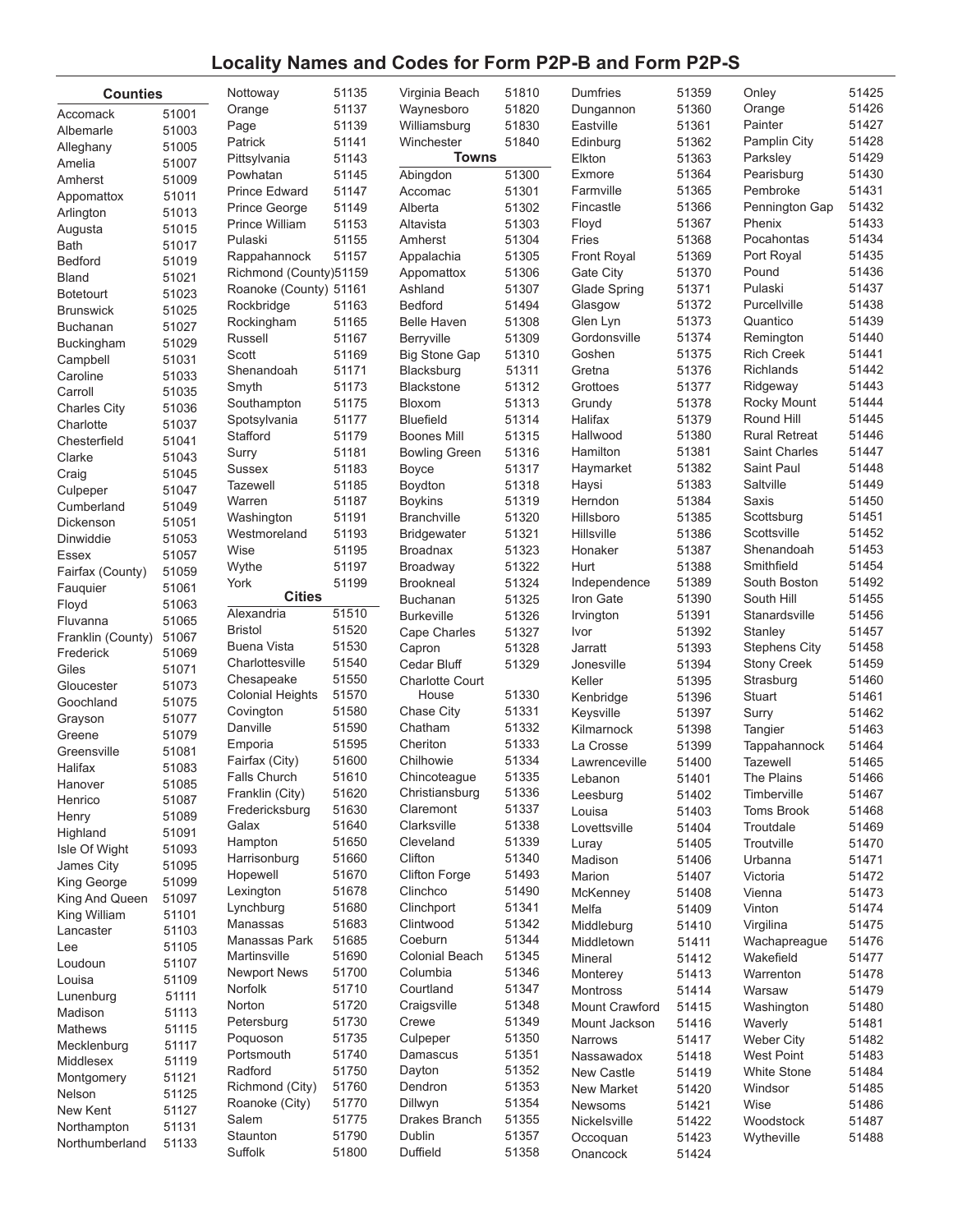# Locality Names and Codes for Form P2P-B and Form P2P-S

## Counties

| | |
|---|---|
| Accomack | 51001 |
| Albemarle | 51003 |
| Alleghany | 51005 |
| Amelia | 51007 |
| Amherst | 51009 |
| Appomattox | 51011 |
| Arlington | 51013 |
| Augusta | 51015 |
| Bath | 51017 |
| Bedford | 51019 |
| Bland | 51021 |
| Botetourt | 51023 |
| Brunswick | 51025 |
| Buchanan | 51027 |
| Buckingham | 51029 |
| Campbell | 51031 |
| Caroline | 51033 |
| Carroll | 51035 |
| Charles City | 51036 |
| Charlotte | 51037 |
| Chesterfield | 51041 |
| Clarke | 51043 |
| Craig | 51045 |
| Culpeper | 51047 |
| Cumberland | 51049 |
| Dickenson | 51051 |
| Dinwiddie | 51053 |
| Essex | 51057 |
| Fairfax (County) | 51059 |
| Fauquier | 51061 |
| Floyd | 51063 |
| Fluvanna | 51065 |
| Franklin (County) | 51067 |
| Frederick | 51069 |
| Giles | 51071 |
| Gloucester | 51073 |
| Goochland | 51075 |
| Grayson | 51077 |
| Greene | 51079 |
| Greensville | 51081 |
| Halifax | 51083 |
| Hanover | 51085 |
| Henrico | 51087 |
| Henry | 51089 |
| Highland | 51091 |
| Isle Of Wight | 51093 |
| James City | 51095 |
| King George | 51099 |
| King And Queen | 51097 |
| King William | 51101 |
| Lancaster | 51103 |
| Lee | 51105 |
| Loudoun | 51107 |
| Louisa | 51109 |
| Lunenburg | 51111 |
| Madison | 51113 |
| Mathews | 51115 |
| Mecklenburg | 51117 |
| Middlesex | 51119 |
| Montgomery | 51121 |
| Nelson | 51125 |
| New Kent | 51127 |
| Northampton | 51131 |
| Northumberland | 51133 |
| Nottoway | 51135 |
| Orange | 51137 |
| Page | 51139 |
| Patrick | 51141 |
| Pittsylvania | 51143 |
| Powhatan | 51145 |
| Prince Edward | 51147 |
| Prince George | 51149 |
| Prince William | 51153 |
| Pulaski | 51155 |
| Rappahannock | 51157 |
| Richmond (County) | 51159 |
| Roanoke (County) | 51161 |
| Rockbridge | 51163 |
| Rockingham | 51165 |
| Russell | 51167 |
| Scott | 51169 |
| Shenandoah | 51171 |
| Smyth | 51173 |
| Southampton | 51175 |
| Spotsylvania | 51177 |
| Stafford | 51179 |
| Surry | 51181 |
| Sussex | 51183 |
| Tazewell | 51185 |
| Warren | 51187 |
| Washington | 51191 |
| Westmoreland | 51193 |
| Wise | 51195 |
| Wythe | 51197 |
| York | 51199 |

## Cities

| | |
|---|---|
| Alexandria | 51510 |
| Bristol | 51520 |
| Buena Vista | 51530 |
| Charlottesville | 51540 |
| Chesapeake | 51550 |
| Colonial Heights | 51570 |
| Covington | 51580 |
| Danville | 51590 |
| Emporia | 51595 |
| Fairfax (City) | 51600 |
| Falls Church | 51610 |
| Franklin (City) | 51620 |
| Fredericksburg | 51630 |
| Galax | 51640 |
| Hampton | 51650 |
| Harrisonburg | 51660 |
| Hopewell | 51670 |
| Lexington | 51678 |
| Lynchburg | 51680 |
| Manassas | 51683 |
| Manassas Park | 51685 |
| Martinsville | 51690 |
| Newport News | 51700 |
| Norfolk | 51710 |
| Norton | 51720 |
| Petersburg | 51730 |
| Poquoson | 51735 |
| Portsmouth | 51740 |
| Radford | 51750 |
| Richmond (City) | 51760 |
| Roanoke (City) | 51770 |
| Salem | 51775 |
| Staunton | 51790 |
| Suffolk | 51800 |
| Virginia Beach | 51810 |
| Waynesboro | 51820 |
| Williamsburg | 51830 |
| Winchester | 51840 |

## Towns

| | |
|---|---|
| Abingdon | 51300 |
| Accomac | 51301 |
| Alberta | 51302 |
| Altavista | 51303 |
| Amherst | 51304 |
| Appalachia | 51305 |
| Appomattox | 51306 |
| Ashland | 51307 |
| Bedford | 51494 |
| Belle Haven | 51308 |
| Berryville | 51309 |
| Big Stone Gap | 51310 |
| Blacksburg | 51311 |
| Blackstone | 51312 |
| Bloxom | 51313 |
| Bluefield | 51314 |
| Boones Mill | 51315 |
| Bowling Green | 51316 |
| Boyce | 51317 |
| Boydton | 51318 |
| Boykins | 51319 |
| Branchville | 51320 |
| Bridgewater | 51321 |
| Broadnax | 51323 |
| Broadway | 51322 |
| Brookneal | 51324 |
| Buchanan | 51325 |
| Burkeville | 51326 |
| Cape Charles | 51327 |
| Capron | 51328 |
| Cedar Bluff | 51329 |
| Charlotte Court House | 51330 |
| Chase City | 51331 |
| Chatham | 51332 |
| Cheriton | 51333 |
| Chilhowie | 51334 |
| Chincoteague | 51335 |
| Christiansburg | 51336 |
| Claremont | 51337 |
| Clarksville | 51338 |
| Cleveland | 51339 |
| Clifton | 51340 |
| Clifton Forge | 51493 |
| Clinchco | 51490 |
| Clinchport | 51341 |
| Clintwood | 51342 |
| Coeburn | 51344 |
| Colonial Beach | 51345 |
| Columbia | 51346 |
| Courtland | 51347 |
| Craigsville | 51348 |
| Crewe | 51349 |
| Culpeper | 51350 |
| Damascus | 51351 |
| Dayton | 51352 |
| Dendron | 51353 |
| Dillwyn | 51354 |
| Drakes Branch | 51355 |
| Dublin | 51357 |
| Duffield | 51358 |
| Dumfries | 51359 |
| Dungannon | 51360 |
| Eastville | 51361 |
| Edinburg | 51362 |
| Elkton | 51363 |
| Exmore | 51364 |
| Farmville | 51365 |
| Fincastle | 51366 |
| Floyd | 51367 |
| Fries | 51368 |
| Front Royal | 51369 |
| Gate City | 51370 |
| Glade Spring | 51371 |
| Glasgow | 51372 |
| Glen Lyn | 51373 |
| Gordonsville | 51374 |
| Goshen | 51375 |
| Gretna | 51376 |
| Grottoes | 51377 |
| Grundy | 51378 |
| Halifax | 51379 |
| Hallwood | 51380 |
| Hamilton | 51381 |
| Haymarket | 51382 |
| Haysi | 51383 |
| Herndon | 51384 |
| Hillsboro | 51385 |
| Hillsville | 51386 |
| Honaker | 51387 |
| Hurt | 51388 |
| Independence | 51389 |
| Iron Gate | 51390 |
| Irvington | 51391 |
| Ivor | 51392 |
| Jarratt | 51393 |
| Jonesville | 51394 |
| Keller | 51395 |
| Kenbridge | 51396 |
| Keysville | 51397 |
| Kilmarnock | 51398 |
| La Crosse | 51399 |
| Lawrenceville | 51400 |
| Lebanon | 51401 |
| Leesburg | 51402 |
| Louisa | 51403 |
| Lovettsville | 51404 |
| Luray | 51405 |
| Madison | 51406 |
| Marion | 51407 |
| McKenney | 51408 |
| Melfa | 51409 |
| Middleburg | 51410 |
| Middletown | 51411 |
| Mineral | 51412 |
| Monterey | 51413 |
| Montross | 51414 |
| Mount Crawford | 51415 |
| Mount Jackson | 51416 |
| Narrows | 51417 |
| Nassawadox | 51418 |
| New Castle | 51419 |
| New Market | 51420 |
| Newsoms | 51421 |
| Nickelsville | 51422 |
| Occoquan | 51423 |
| Onancock | 51424 |
| Onley | 51425 |
| Orange | 51426 |
| Painter | 51427 |
| Pamplin City | 51428 |
| Parksley | 51429 |
| Pearisburg | 51430 |
| Pembroke | 51431 |
| Pennington Gap | 51432 |
| Phenix | 51433 |
| Pocahontas | 51434 |
| Port Royal | 51435 |
| Pound | 51436 |
| Pulaski | 51437 |
| Purcellville | 51438 |
| Quantico | 51439 |
| Remington | 51440 |
| Rich Creek | 51441 |
| Richlands | 51442 |
| Ridgeway | 51443 |
| Rocky Mount | 51444 |
| Round Hill | 51445 |
| Rural Retreat | 51446 |
| Saint Charles | 51447 |
| Saint Paul | 51448 |
| Saltville | 51449 |
| Saxis | 51450 |
| Scottsburg | 51451 |
| Scottsville | 51452 |
| Shenandoah | 51453 |
| Smithfield | 51454 |
| South Boston | 51492 |
| South Hill | 51455 |
| Stanardsville | 51456 |
| Stanley | 51457 |
| Stephens City | 51458 |
| Stony Creek | 51459 |
| Strasburg | 51460 |
| Stuart | 51461 |
| Surry | 51462 |
| Tangier | 51463 |
| Tappahannock | 51464 |
| Tazewell | 51465 |
| The Plains | 51466 |
| Timberville | 51467 |
| Toms Brook | 51468 |
| Troutdale | 51469 |
| Troutville | 51470 |
| Urbanna | 51471 |
| Victoria | 51472 |
| Vienna | 51473 |
| Vinton | 51474 |
| Virgilina | 51475 |
| Wachapreague | 51476 |
| Wakefield | 51477 |
| Warrenton | 51478 |
| Warsaw | 51479 |
| Washington | 51480 |
| Waverly | 51481 |
| Weber City | 51482 |
| West Point | 51483 |
| White Stone | 51484 |
| Windsor | 51485 |
| Wise | 51486 |
| Woodstock | 51487 |
| Wytheville | 51488 |